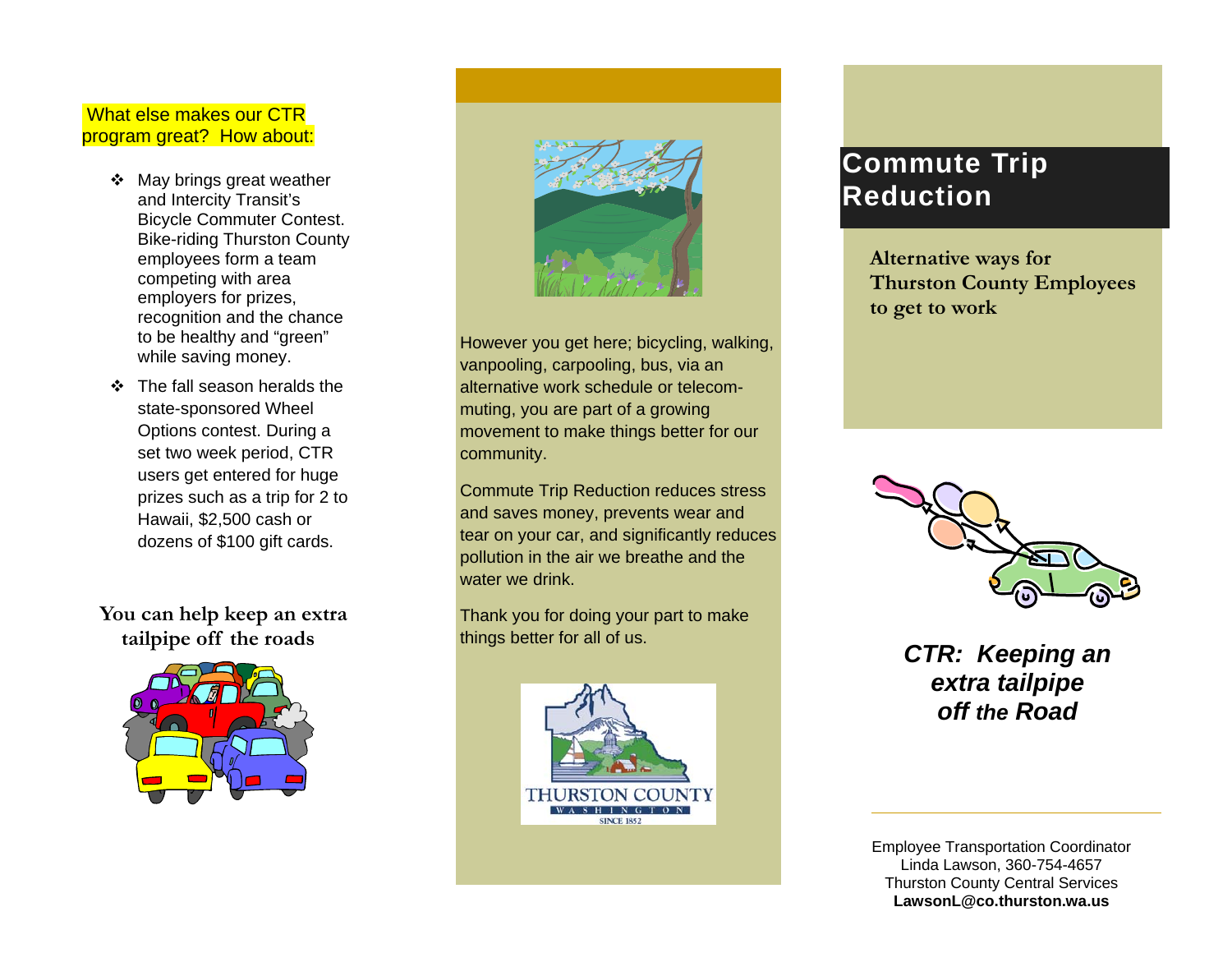What else makes our CTR program great? How about:

- May brings great weather and Intercity Transit's Bicycle Commuter Contest. Bike-riding Thurston County employees form a team competing with area employers for prizes, recognition and the chance to be healthy and "green" while saving money.
- The fall season heralds the state-sponsored Wheel Options contest. During a set two week period, CTR users get entered for huge prizes such as a trip for 2 to Hawaii, $2,500 cash or dozens of $100 gift cards.

**You can help keep an extra tailpipe off the roads**

However you get here; bicycling, walking, vanpooling, carpooling, bus, via an alternative work schedule or telecommuting, you are part of a growing movement to make things better for our community.

Commute Trip Reduction reduces stress and saves money, prevents wear and tear on your car, and significantly reduces pollution in the air we breathe and the water we drink.

Thank you for doing your part to make things better for all of us.

THURSTON COUNTY
WASHINGTON
SINCE 1852

# Commute Trip Reduction

**Alternative ways for Thurston County Employees to get to work**

***CTR: Keeping an extra tailpipe off the Road***

Employee Transportation Coordinator
Linda Lawson, 360-754-4657
Thurston County Central Services
**LawsonL@co.thurston.wa.us**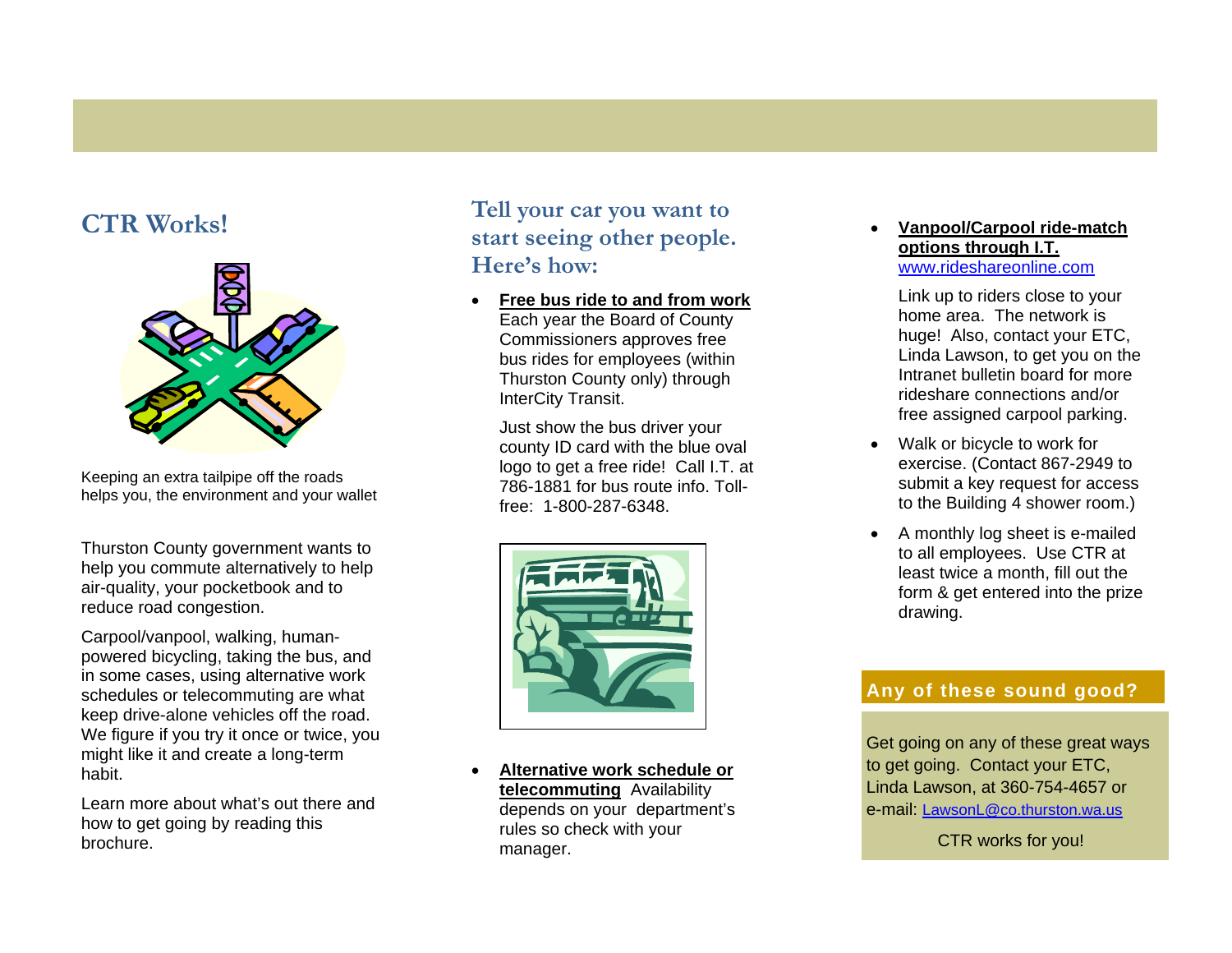## CTR Works!

Keeping an extra tailpipe off the roads helps you, the environment and your wallet

Thurston County government wants to help you commute alternatively to help air-quality, your pocketbook and to reduce road congestion.

Carpool/vanpool, walking, human-powered bicycling, taking the bus, and in some cases, using alternative work schedules or telecommuting are what keep drive-alone vehicles off the road. We figure if you try it once or twice, you might like it and create a long-term habit.

Learn more about what's out there and how to get going by reading this brochure.

## Tell your car you want to start seeing other people. Here's how:

- **Free bus ride to and from work** Each year the Board of County Commissioners approves free bus rides for employees (within Thurston County only) through InterCity Transit.

  Just show the bus driver your county ID card with the blue oval logo to get a free ride! Call I.T. at 786-1881 for bus route info. Toll-free: 1-800-287-6348.

- **Alternative work schedule or telecommuting** Availability depends on your department's rules so check with your manager.

- **Vanpool/Carpool ride-match options through I.T.** www.rideshareonline.com

  Link up to riders close to your home area. The network is huge! Also, contact your ETC, Linda Lawson, to get you on the Intranet bulletin board for more rideshare connections and/or free assigned carpool parking.

- Walk or bicycle to work for exercise. (Contact 867-2949 to submit a key request for access to the Building 4 shower room.)

- A monthly log sheet is e-mailed to all employees. Use CTR at least twice a month, fill out the form & get entered into the prize drawing.

### Any of these sound good?

Get going on any of these great ways to get going. Contact your ETC, Linda Lawson, at 360-754-4657 or e-mail: LawsonL@co.thurston.wa.us

CTR works for you!